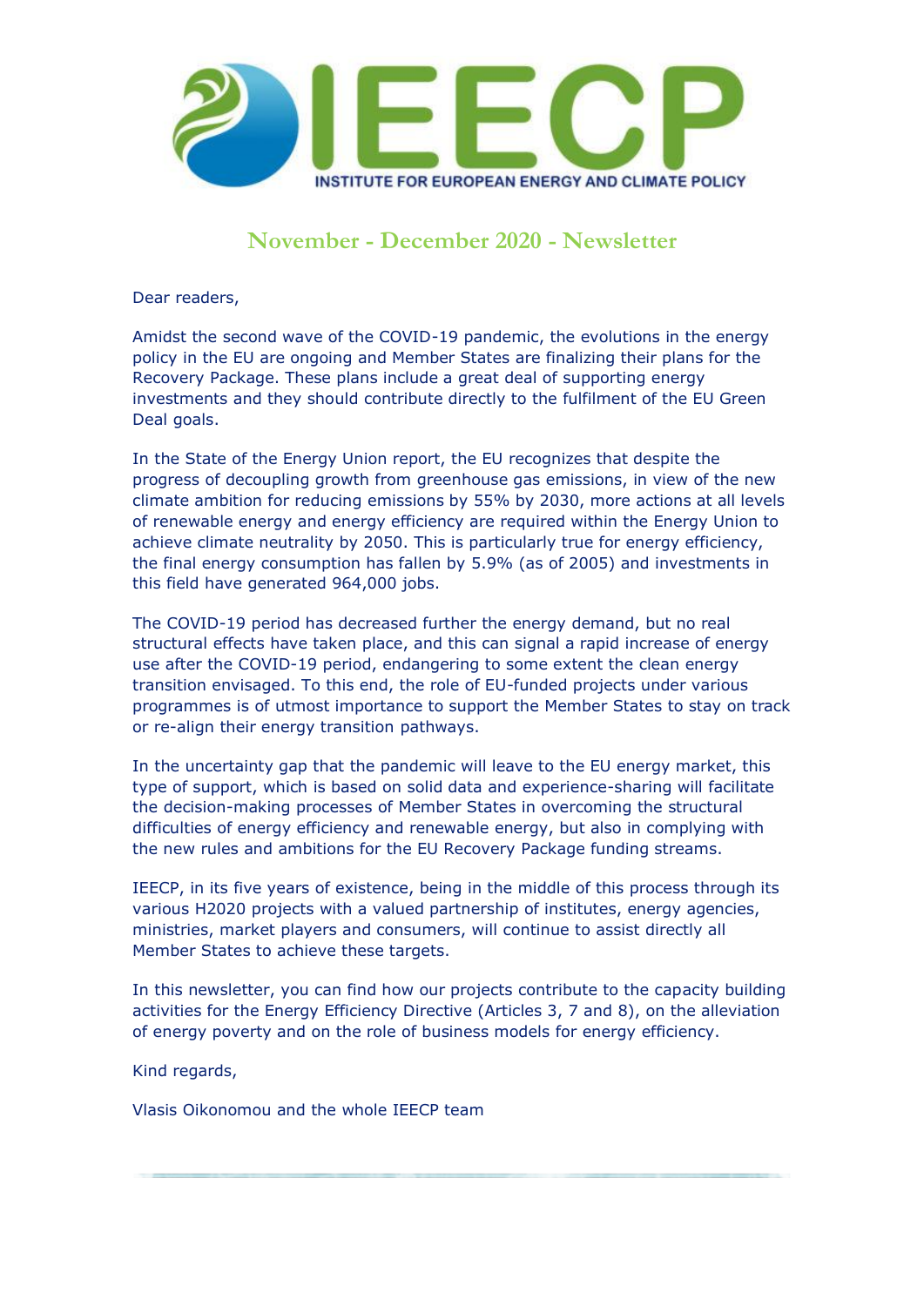# IEECP

INSTITUTE FOR EUROPEAN ENERGY AND CLIMATE POLICY

## November - December 2020 - Newsletter

Dear readers,

Amidst the second wave of the COVID-19 pandemic, the evolutions in the energy policy in the EU are ongoing and Member States are finalizing their plans for the Recovery Package. These plans include a great deal of supporting energy investments and they should contribute directly to the fulfilment of the EU Green Deal goals.

In the State of the Energy Union report, the EU recognizes that despite the progress of decoupling growth from greenhouse gas emissions, in view of the new climate ambition for reducing emissions by 55% by 2030, more actions at all levels of renewable energy and energy efficiency are required within the Energy Union to achieve climate neutrality by 2050. This is particularly true for energy efficiency, the final energy consumption has fallen by 5.9% (as of 2005) and investments in this field have generated 964,000 jobs.

The COVID-19 period has decreased further the energy demand, but no real structural effects have taken place, and this can signal a rapid increase of energy use after the COVID-19 period, endangering to some extent the clean energy transition envisaged. To this end, the role of EU-funded projects under various programmes is of utmost importance to support the Member States to stay on track or re-align their energy transition pathways.

In the uncertainty gap that the pandemic will leave to the EU energy market, this type of support, which is based on solid data and experience-sharing will facilitate the decision-making processes of Member States in overcoming the structural difficulties of energy efficiency and renewable energy, but also in complying with the new rules and ambitions for the EU Recovery Package funding streams.

IEECP, in its five years of existence, being in the middle of this process through its various H2020 projects with a valued partnership of institutes, energy agencies, ministries, market players and consumers, will continue to assist directly all Member States to achieve these targets.

In this newsletter, you can find how our projects contribute to the capacity building activities for the Energy Efficiency Directive (Articles 3, 7 and 8), on the alleviation of energy poverty and on the role of business models for energy efficiency.

Kind regards,

Vlasis Oikonomou and the whole IEECP team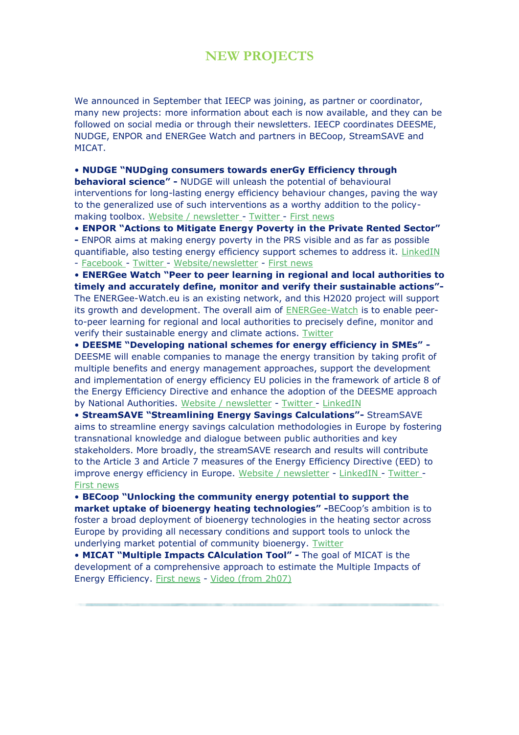# NEW PROJECTS

We announced in September that IEECP was joining, as partner or coordinator, many new projects: more information about each is now available, and they can be followed on social media or through their newsletters. IEECP coordinates DEESME, NUDGE, ENPOR and ENERGee Watch and partners in BECoop, StreamSAVE and MICAT.

• **NUDGE "NUDging consumers towards enerGy Efficiency through behavioral science" -** NUDGE will unleash the potential of behavioural interventions for long-lasting energy efficiency behaviour changes, paving the way to the generalized use of such interventions as a worthy addition to the policy-making toolbox. Website / newsletter - Twitter - First news

• **ENPOR "Actions to Mitigate Energy Poverty in the Private Rented Sector" -** ENPOR aims at making energy poverty in the PRS visible and as far as possible quantifiable, also testing energy efficiency support schemes to address it. LinkedIN - Facebook - Twitter - Website/newsletter - First news

• **ENERGee Watch "Peer to peer learning in regional and local authorities to timely and accurately define, monitor and verify their sustainable actions"-** The ENERGee-Watch.eu is an existing network, and this H2020 project will support its growth and development. The overall aim of ENERGee-Watch is to enable peer-to-peer learning for regional and local authorities to precisely define, monitor and verify their sustainable energy and climate actions. Twitter

• **DEESME "Developing national schemes for energy efficiency in SMEs" -** DEESME will enable companies to manage the energy transition by taking profit of multiple benefits and energy management approaches, support the development and implementation of energy efficiency EU policies in the framework of article 8 of the Energy Efficiency Directive and enhance the adoption of the DEESME approach by National Authorities. Website / newsletter - Twitter - LinkedIN

• **StreamSAVE "Streamlining Energy Savings Calculations"-** StreamSAVE aims to streamline energy savings calculation methodologies in Europe by fostering transnational knowledge and dialogue between public authorities and key stakeholders. More broadly, the streamSAVE research and results will contribute to the Article 3 and Article 7 measures of the Energy Efficiency Directive (EED) to improve energy efficiency in Europe. Website / newsletter - LinkedIN - Twitter - First news

• **BECoop "Unlocking the community energy potential to support the market uptake of bioenergy heating technologies" -**BECoop's ambition is to foster a broad deployment of bioenergy technologies in the heating sector across Europe by providing all necessary conditions and support tools to unlock the underlying market potential of community bioenergy. Twitter

• **MICAT "Multiple Impacts CAlculation Tool" -** The goal of MICAT is the development of a comprehensive approach to estimate the Multiple Impacts of Energy Efficiency. First news - Video (from 2h07)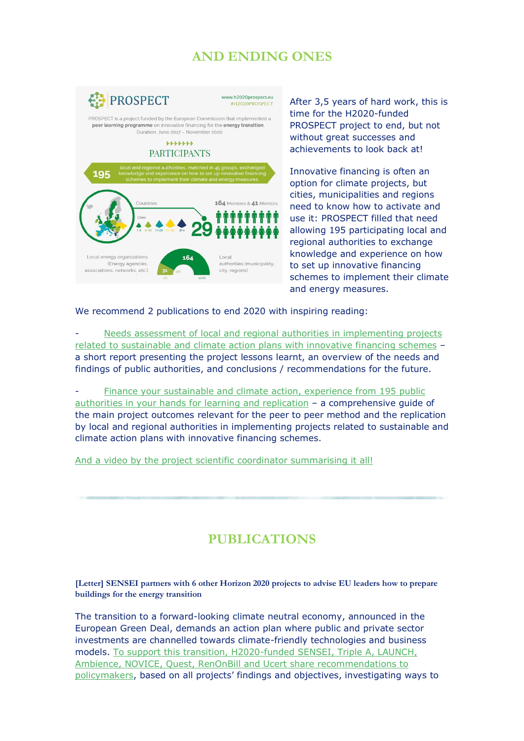## AND ENDING ONES

PROSPECT

www.h2020prospect.eu
#H2020PROSPECT

PROSPECT is a project funded by the European Commission that implemented a **peer learning programme** on innovative financing for the **energy transition**.
Duration: June 2017 – November 2020

PARTICIPANTS

195 local and regional authorities, matched in 45 groups, exchanged knowledge and experience on how to set up innovative financing schemes to implement their climate and energy measures.

Countries 29

Cities 1-4 5-10 11-20 21-30 31+

164 Mentees & 41 Mentors

Local energy organizations (Energy agencies, associations, networks, etc.) 31

Local authorities (municipality, city, regions) 164

After 3,5 years of hard work, this is time for the H2020-funded PROSPECT project to end, but not without great successes and achievements to look back at!

Innovative financing is often an option for climate projects, but cities, municipalities and regions need to know how to activate and use it: PROSPECT filled that need allowing 195 participating local and regional authorities to exchange knowledge and experience on how to set up innovative financing schemes to implement their climate and energy measures.

We recommend 2 publications to end 2020 with inspiring reading:

- Needs assessment of local and regional authorities in implementing projects related to sustainable and climate action plans with innovative financing schemes – a short report presenting the project lessons learnt, an overview of the needs and findings of public authorities, and conclusions / recommendations for the future.

- Finance your sustainable and climate action, experience from 195 public authorities in your hands for learning and replication – a comprehensive guide of the main project outcomes relevant for the peer to peer method and the replication by local and regional authorities in implementing projects related to sustainable and climate action plans with innovative financing schemes.

And a video by the project scientific coordinator summarising it all!

## PUBLICATIONS

**[Letter] SENSEI partners with 6 other Horizon 2020 projects to advise EU leaders how to prepare buildings for the energy transition**

The transition to a forward-looking climate neutral economy, announced in the European Green Deal, demands an action plan where public and private sector investments are channelled towards climate-friendly technologies and business models. To support this transition, H2020-funded SENSEI, Triple A, LAUNCH, Ambience, NOVICE, Quest, RenOnBill and Ucert share recommendations to policymakers, based on all projects' findings and objectives, investigating ways to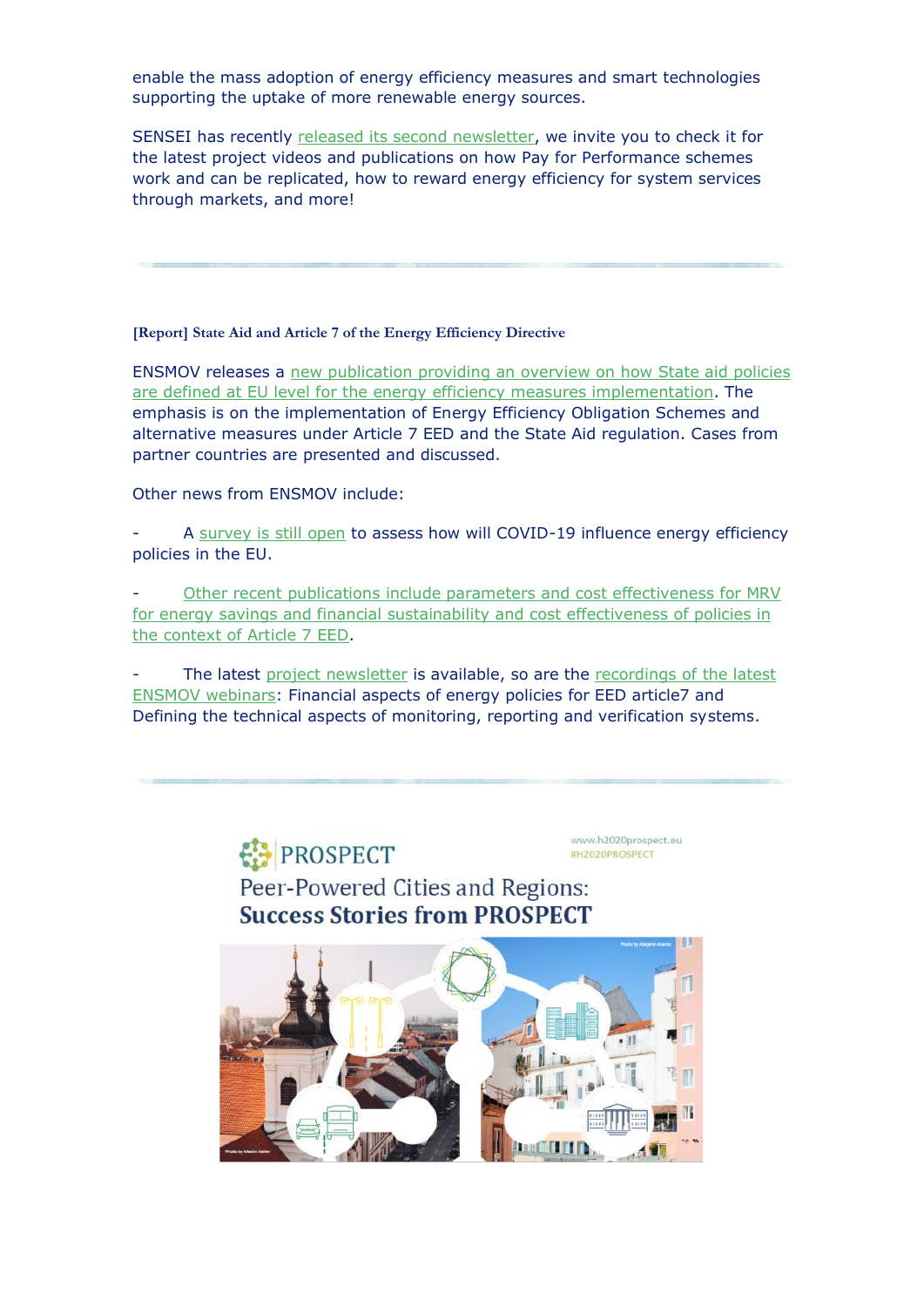enable the mass adoption of energy efficiency measures and smart technologies supporting the uptake of more renewable energy sources.

SENSEI has recently released its second newsletter, we invite you to check it for the latest project videos and publications on how Pay for Performance schemes work and can be replicated, how to reward energy efficiency for system services through markets, and more!

---

**[Report] State Aid and Article 7 of the Energy Efficiency Directive**

ENSMOV releases a new publication providing an overview on how State aid policies are defined at EU level for the energy efficiency measures implementation. The emphasis is on the implementation of Energy Efficiency Obligation Schemes and alternative measures under Article 7 EED and the State Aid regulation. Cases from partner countries are presented and discussed.

Other news from ENSMOV include:

- A survey is still open to assess how will COVID-19 influence energy efficiency policies in the EU.

- Other recent publications include parameters and cost effectiveness for MRV for energy savings and financial sustainability and cost effectiveness of policies in the context of Article 7 EED.

- The latest project newsletter is available, so are the recordings of the latest ENSMOV webinars: Financial aspects of energy policies for EED article7 and Defining the technical aspects of monitoring, reporting and verification systems.

---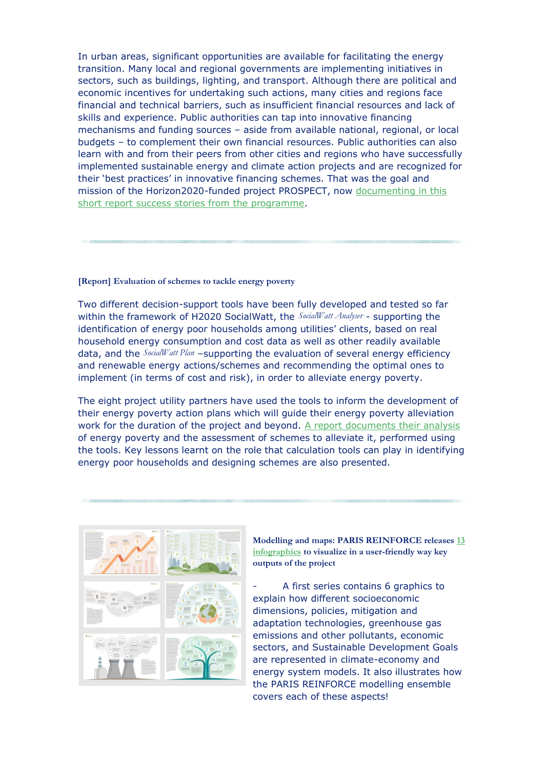In urban areas, significant opportunities are available for facilitating the energy transition. Many local and regional governments are implementing initiatives in sectors, such as buildings, lighting, and transport. Although there are political and economic incentives for undertaking such actions, many cities and regions face financial and technical barriers, such as insufficient financial resources and lack of skills and experience. Public authorities can tap into innovative financing mechanisms and funding sources – aside from available national, regional, or local budgets – to complement their own financial resources. Public authorities can also learn with and from their peers from other cities and regions who have successfully implemented sustainable energy and climate action projects and are recognized for their 'best practices' in innovative financing schemes. That was the goal and mission of the Horizon2020-funded project PROSPECT, now documenting in this short report success stories from the programme.

---

**[Report] Evaluation of schemes to tackle energy poverty**

Two different decision-support tools have been fully developed and tested so far within the framework of H2020 SocialWatt, the *SocialWatt Analyser* - supporting the identification of energy poor households among utilities' clients, based on real household energy consumption and cost data as well as other readily available data, and the *SocialWatt Plan* –supporting the evaluation of several energy efficiency and renewable energy actions/schemes and recommending the optimal ones to implement (in terms of cost and risk), in order to alleviate energy poverty.

The eight project utility partners have used the tools to inform the development of their energy poverty action plans which will guide their energy poverty alleviation work for the duration of the project and beyond. A report documents their analysis of energy poverty and the assessment of schemes to alleviate it, performed using the tools. Key lessons learnt on the role that calculation tools can play in identifying energy poor households and designing schemes are also presented.

---

**Modelling and maps: PARIS REINFORCE releases 13 infographics to visualize in a user-friendly way key outputs of the project**

- A first series contains 6 graphics to explain how different socioeconomic dimensions, policies, mitigation and adaptation technologies, greenhouse gas emissions and other pollutants, economic sectors, and Sustainable Development Goals are represented in climate-economy and energy system models. It also illustrates how the PARIS REINFORCE modelling ensemble covers each of these aspects!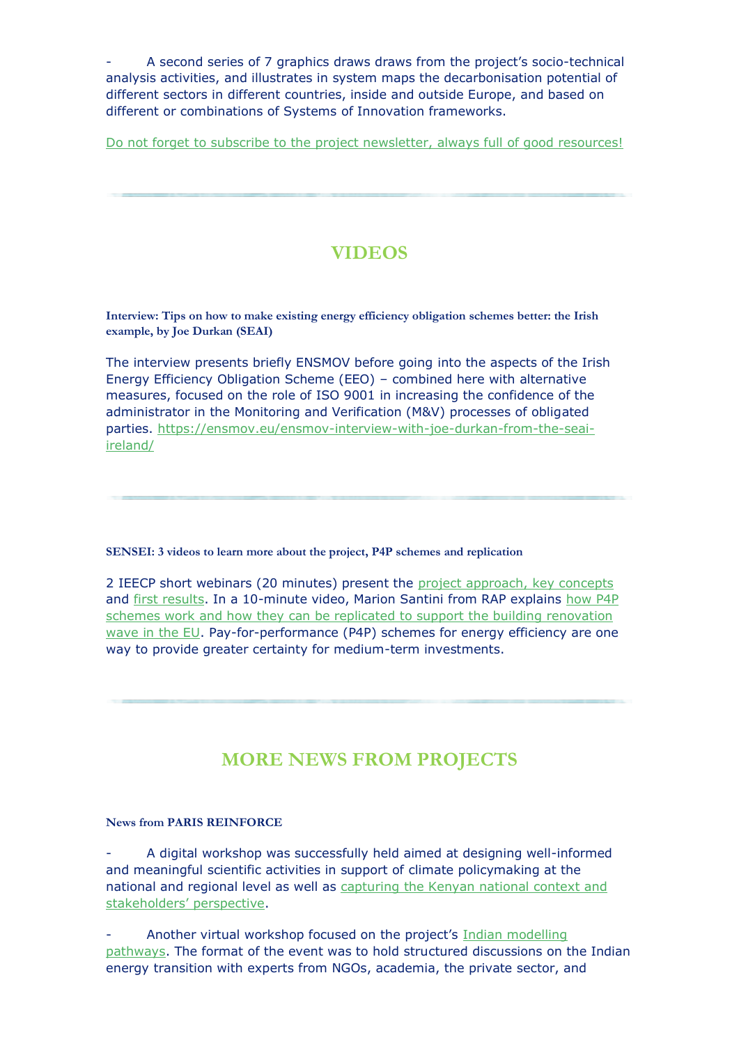- A second series of 7 graphics draws draws from the project's socio-technical analysis activities, and illustrates in system maps the decarbonisation potential of different sectors in different countries, inside and outside Europe, and based on different or combinations of Systems of Innovation frameworks.

Do not forget to subscribe to the project newsletter, always full of good resources!

---

## VIDEOS

**Interview: Tips on how to make existing energy efficiency obligation schemes better: the Irish example, by Joe Durkan (SEAI)**

The interview presents briefly ENSMOV before going into the aspects of the Irish Energy Efficiency Obligation Scheme (EEO) – combined here with alternative measures, focused on the role of ISO 9001 in increasing the confidence of the administrator in the Monitoring and Verification (M&V) processes of obligated parties. https://ensmov.eu/ensmov-interview-with-joe-durkan-from-the-seai-ireland/

---

**SENSEI: 3 videos to learn more about the project, P4P schemes and replication**

2 IEECP short webinars (20 minutes) present the project approach, key concepts and first results. In a 10-minute video, Marion Santini from RAP explains how P4P schemes work and how they can be replicated to support the building renovation wave in the EU. Pay-for-performance (P4P) schemes for energy efficiency are one way to provide greater certainty for medium-term investments.

---

## MORE NEWS FROM PROJECTS

**News from PARIS REINFORCE**

- A digital workshop was successfully held aimed at designing well-informed and meaningful scientific activities in support of climate policymaking at the national and regional level as well as capturing the Kenyan national context and stakeholders' perspective.

- Another virtual workshop focused on the project's Indian modelling pathways. The format of the event was to hold structured discussions on the Indian energy transition with experts from NGOs, academia, the private sector, and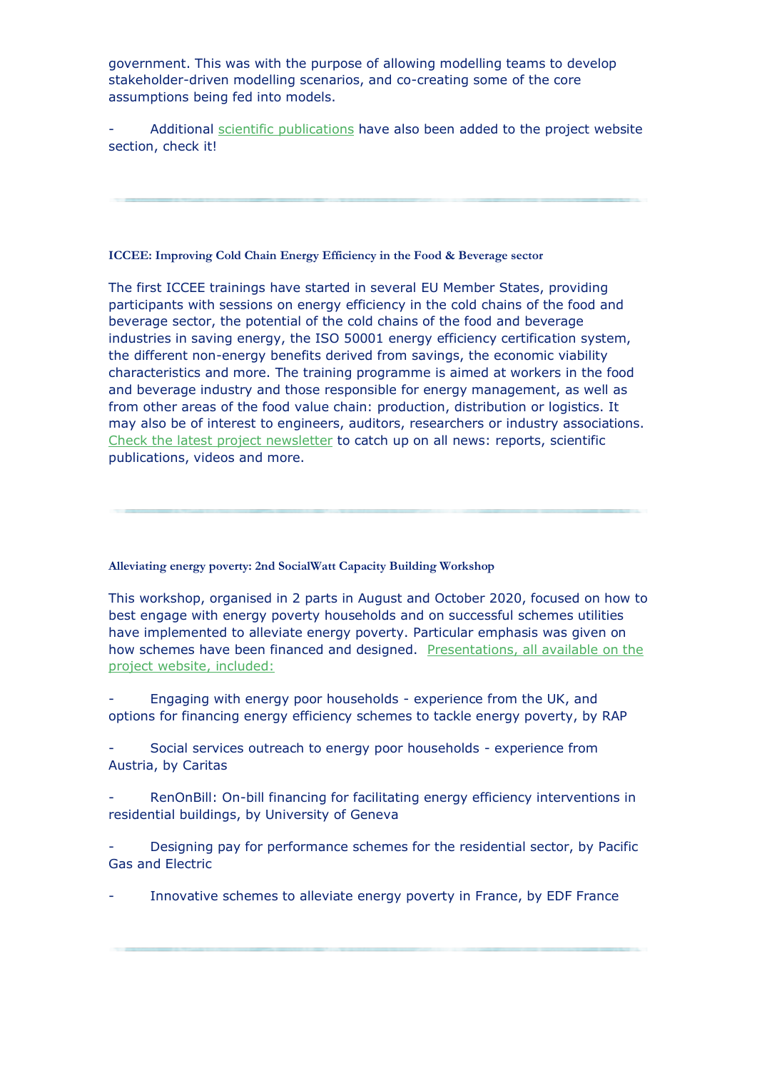government. This was with the purpose of allowing modelling teams to develop stakeholder-driven modelling scenarios, and co-creating some of the core assumptions being fed into models.

- Additional scientific publications have also been added to the project website section, check it!

---

### ICCEE: Improving Cold Chain Energy Efficiency in the Food & Beverage sector

The first ICCEE trainings have started in several EU Member States, providing participants with sessions on energy efficiency in the cold chains of the food and beverage sector, the potential of the cold chains of the food and beverage industries in saving energy, the ISO 50001 energy efficiency certification system, the different non-energy benefits derived from savings, the economic viability characteristics and more. The training programme is aimed at workers in the food and beverage industry and those responsible for energy management, as well as from other areas of the food value chain: production, distribution or logistics. It may also be of interest to engineers, auditors, researchers or industry associations. Check the latest project newsletter to catch up on all news: reports, scientific publications, videos and more.

---

### Alleviating energy poverty: 2nd SocialWatt Capacity Building Workshop

This workshop, organised in 2 parts in August and October 2020, focused on how to best engage with energy poverty households and on successful schemes utilities have implemented to alleviate energy poverty. Particular emphasis was given on how schemes have been financed and designed. Presentations, all available on the project website, included:

- Engaging with energy poor households - experience from the UK, and options for financing energy efficiency schemes to tackle energy poverty, by RAP

- Social services outreach to energy poor households - experience from Austria, by Caritas

- RenOnBill: On-bill financing for facilitating energy efficiency interventions in residential buildings, by University of Geneva

- Designing pay for performance schemes for the residential sector, by Pacific Gas and Electric

- Innovative schemes to alleviate energy poverty in France, by EDF France

---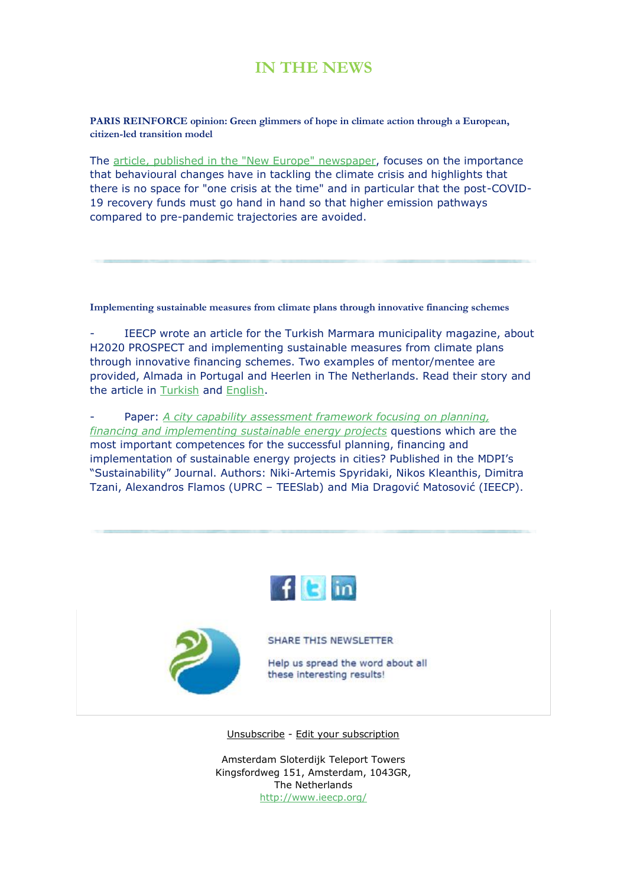# IN THE NEWS

**PARIS REINFORCE opinion: Green glimmers of hope in climate action through a European, citizen-led transition model**

The article, published in the "New Europe" newspaper, focuses on the importance that behavioural changes have in tackling the climate crisis and highlights that there is no space for "one crisis at the time" and in particular that the post-COVID-19 recovery funds must go hand in hand so that higher emission pathways compared to pre-pandemic trajectories are avoided.

**Implementing sustainable measures from climate plans through innovative financing schemes**

- IEECP wrote an article for the Turkish Marmara municipality magazine, about H2020 PROSPECT and implementing sustainable measures from climate plans through innovative financing schemes. Two examples of mentor/mentee are provided, Almada in Portugal and Heerlen in The Netherlands. Read their story and the article in Turkish and English.

- Paper: *A city capability assessment framework focusing on planning, financing and implementing sustainable energy projects* questions which are the most important competences for the successful planning, financing and implementation of sustainable energy projects in cities? Published in the MDPI's "Sustainability" Journal. Authors: Niki-Artemis Spyridaki, Nikos Kleanthis, Dimitra Tzani, Alexandros Flamos (UPRC – TEESlab) and Mia Dragović Matosović (IEECP).

SHARE THIS NEWSLETTER

Help us spread the word about all these interesting results!

Unsubscribe - Edit your subscription

Amsterdam Sloterdijk Teleport Towers
Kingsfordweg 151, Amsterdam, 1043GR,
The Netherlands
http://www.ieecp.org/